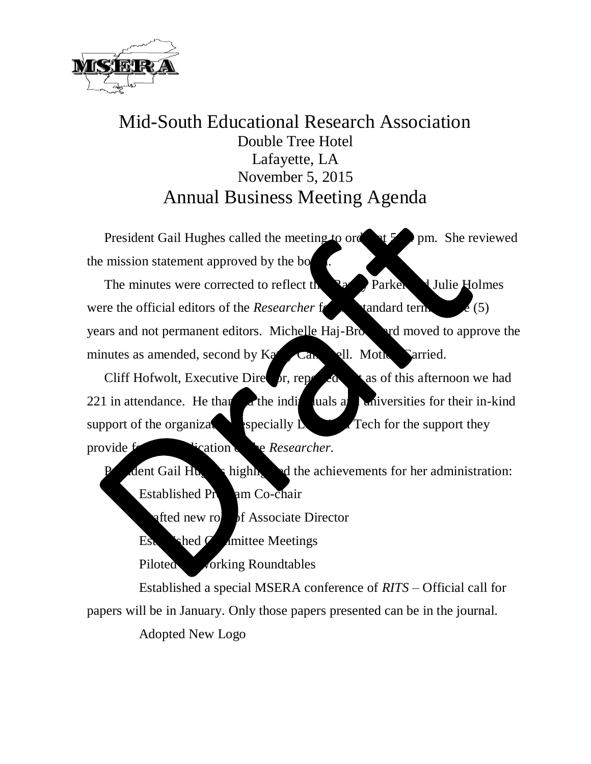# Mid-South Educational Research Association

Double Tree Hotel
Lafayette, LA
November 5, 2015

## Annual Business Meeting Agenda

President Gail Hughes called the meeting to order at 5: pm. She reviewed the mission statement approved by the bo .

The minutes were corrected to reflect th Parker Julie Holmes were the official editors of the *Researcher* f tandard term (5) years and not permanent editors. Michelle Haj-Bro rd moved to approve the minutes as amended, second by Ka Ca ell. Motio Carried.

Cliff Hofwolt, Executive Dire or, rep ed as of this afternoon we had 221 in attendance. He than the indi uals a universities for their in-kind support of the organizat specially L Tech for the support they provide f lication e *Researcher*.

P dent Gail Hu highl d the achievements for her administration:

Established Pr am Co-chair

afted new ro f Associate Director

Est shed C mittee Meetings

Piloted orking Roundtables

Established a special MSERA conference of *RITS* – Official call for papers will be in January. Only those papers presented can be in the journal.

Adopted New Logo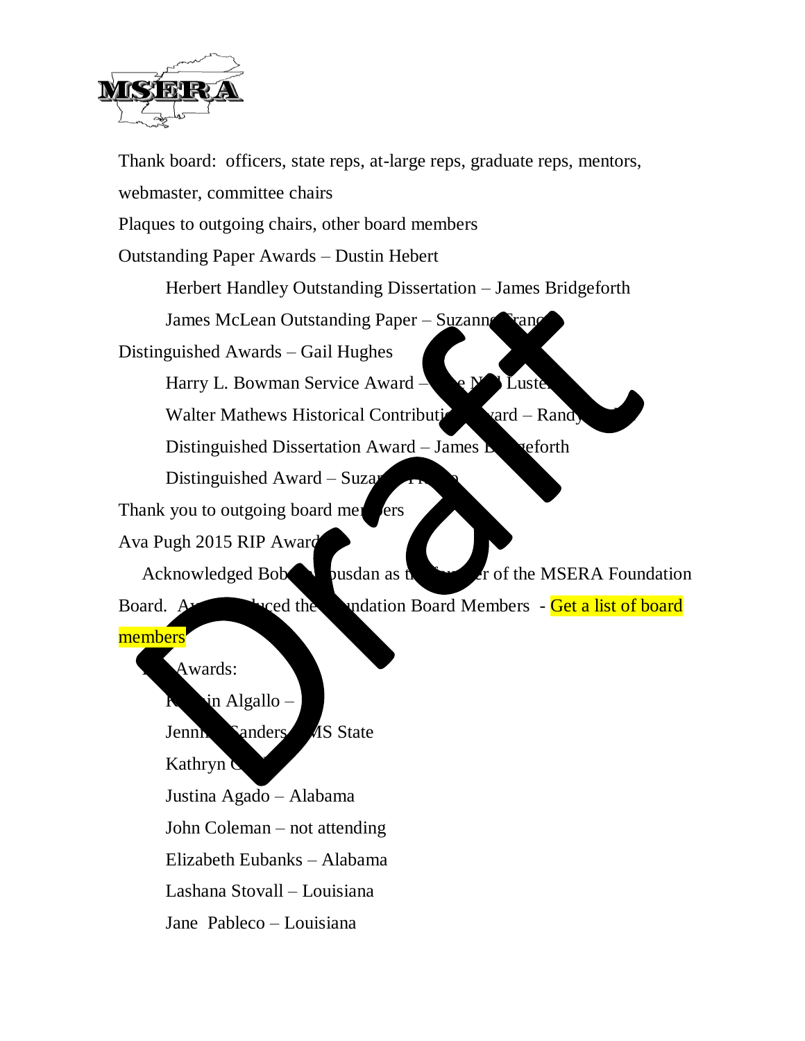Thank board: officers, state reps, at-large reps, graduate reps, mentors, webmaster, committee chairs

Plaques to outgoing chairs, other board members

Outstanding Paper Awards – Dustin Hebert

- Herbert Handley Outstanding Dissertation – James Bridgeforth
- James McLean Outstanding Paper – Suzanne Franco

Distinguished Awards – Gail Hughes

- Harry L. Bowman Service Award – e N l Luste
- Walter Mathews Historical Contributi ard – Randy
- Distinguished Dissertation Award – James Bridgeforth
- Distinguished Award – Suza

Thank you to outgoing board members

Ava Pugh 2015 RIP Award

Acknowledged Bob usdan as t r of the MSERA Foundation Board. A ced the ndation Board Members - Get a list of board members

Awards:

- in Algallo –
- Jenn anders MS State
- Kathryn
- Justina Agado – Alabama
- John Coleman – not attending
- Elizabeth Eubanks – Alabama
- Lashana Stovall – Louisiana
- Jane Pableco – Louisiana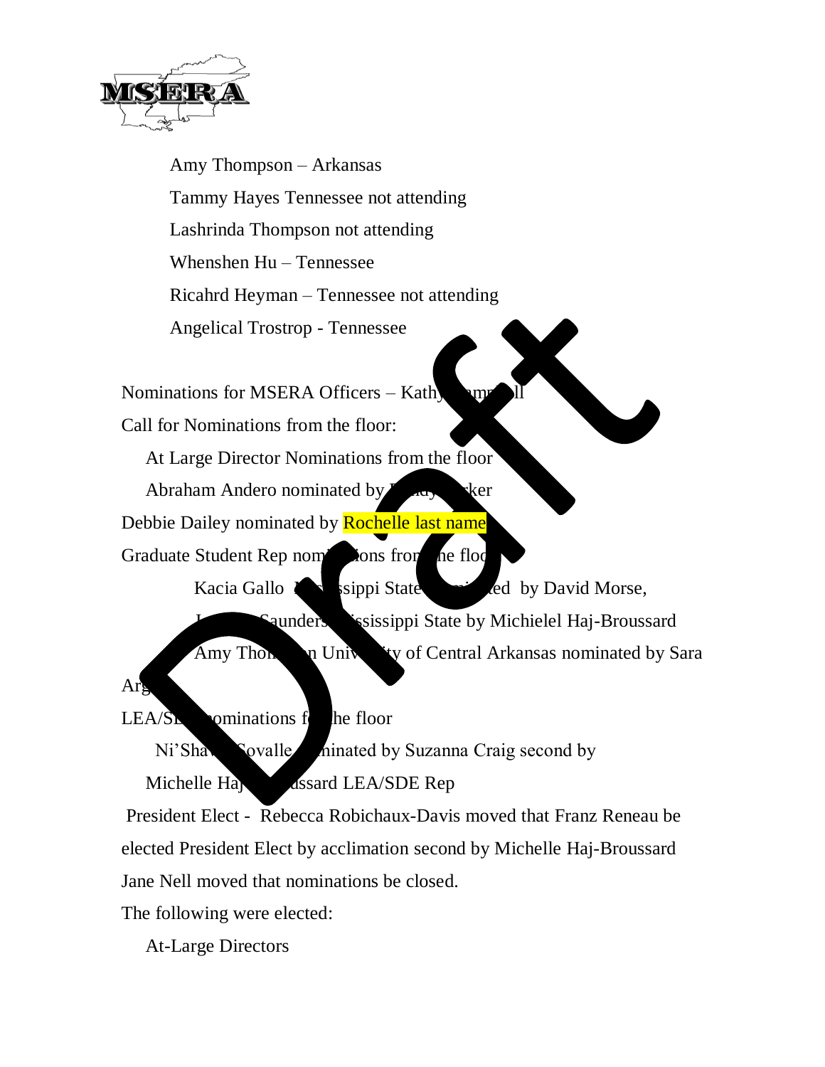Amy Thompson – Arkansas

Tammy Hayes Tennessee not attending

Lashrinda Thompson not attending

Whenshen Hu – Tennessee

Ricahrd Heyman – Tennessee not attending

Angelical Trostrop - Tennessee

Nominations for MSERA Officers – Kathy ampbell

Call for Nominations from the floor:

At Large Director Nominations from the floor

Abraham Andero nominated by ndy ker

Debbie Dailey nominated by Rochelle last name

Graduate Student Rep nom ions from he floor

Kacia Gallo ssippi State ted by David Morse,

aunders ssissippi State by Michielel Haj-Broussard

Amy Tho n Univ ty of Central Arkansas nominated by Sara

Ar

LEA/S ominations f he floor

Ni'Sha ovalle inated by Suzanna Craig second by

Michelle Haj ussard LEA/SDE Rep

President Elect - Rebecca Robichaux-Davis moved that Franz Reneau be elected President Elect by acclimation second by Michelle Haj-Broussard

Jane Nell moved that nominations be closed.

The following were elected:

At-Large Directors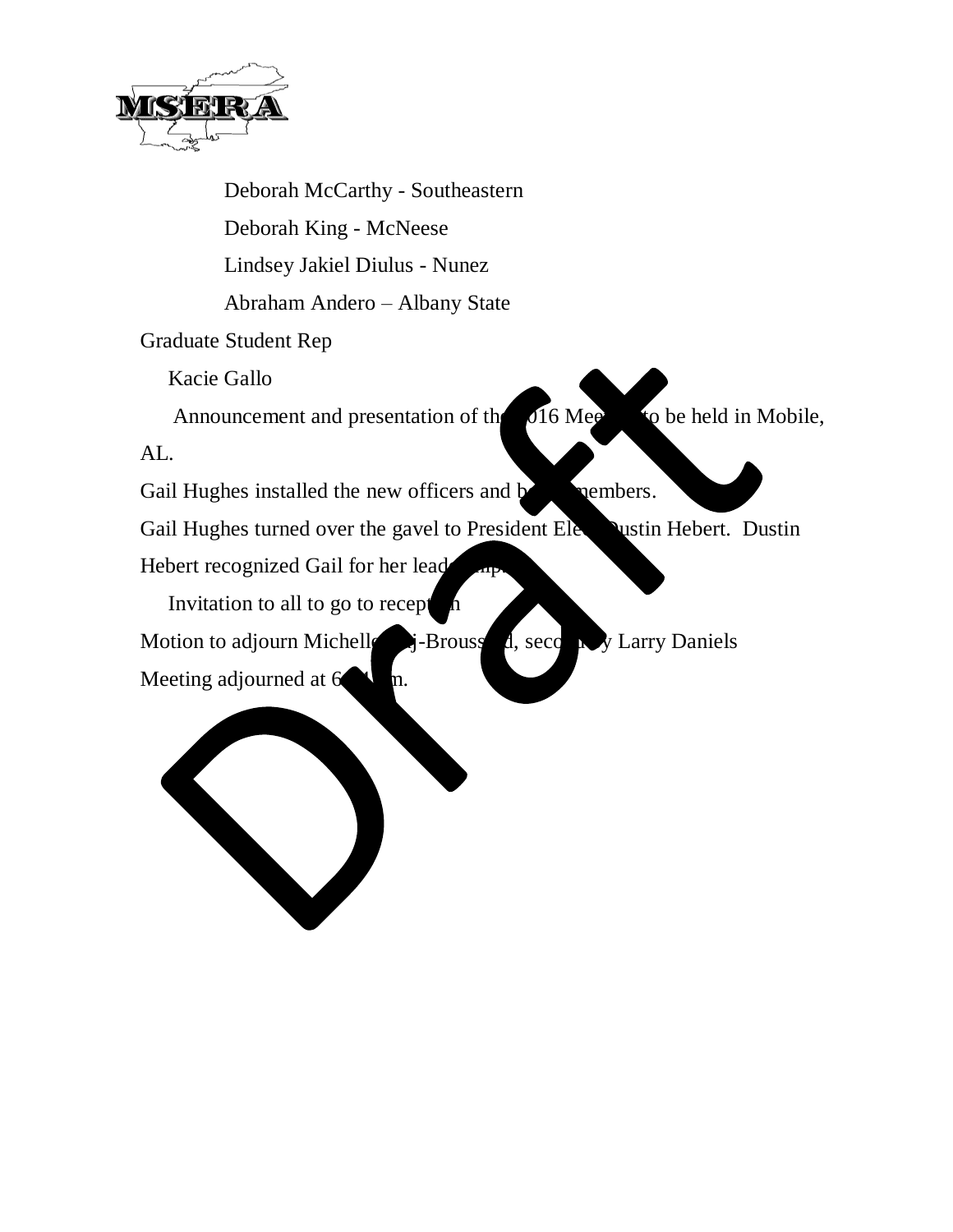Deborah McCarthy - Southeastern

Deborah King - McNeese

Lindsey Jakiel Diulus - Nunez

Abraham Andero – Albany State

Graduate Student Rep

Kacie Gallo

Announcement and presentation of the 2016 Meeting to be held in Mobile, AL.

Gail Hughes installed the new officers and board members.

Gail Hughes turned over the gavel to President Elect Dustin Hebert. Dustin Hebert recognized Gail for her leadership.

Invitation to all to go to reception

Motion to adjourn Michelle Haj-Broussard, second by Larry Daniels

Meeting adjourned at 6:__ p.m.